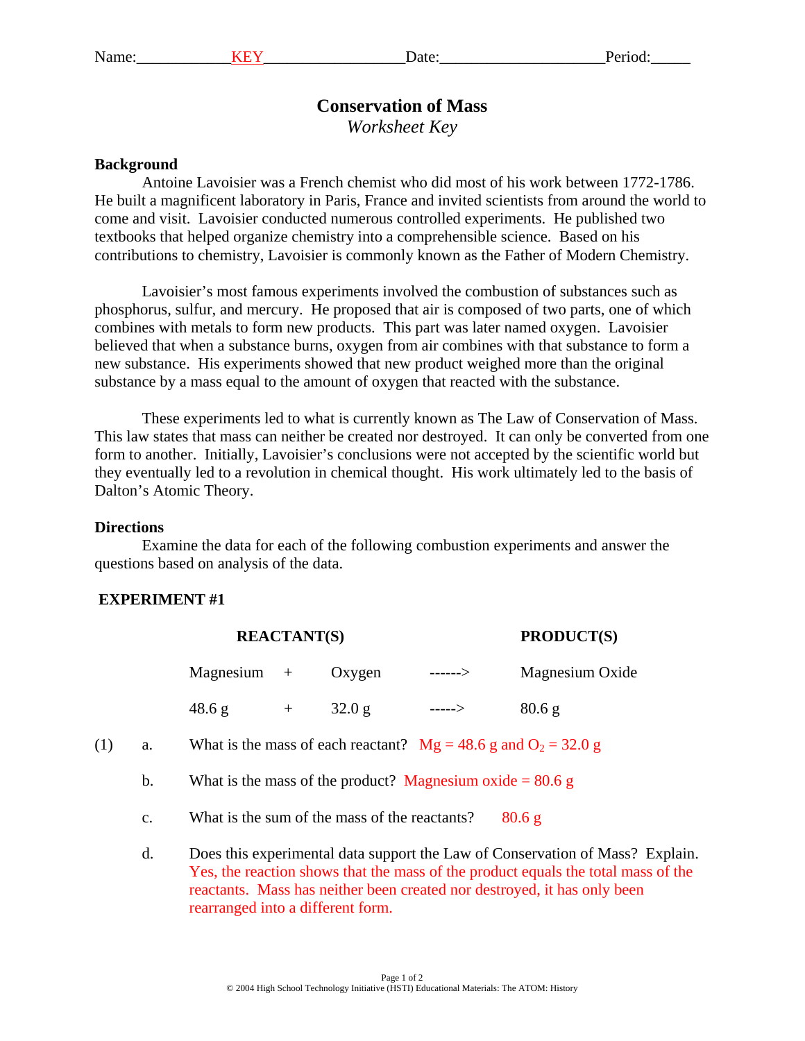Name:____________KEY__________________Date:_____________________Period:_____

# Conservation of Mass

*Worksheet Key*

**Background**

Antoine Lavoisier was a French chemist who did most of his work between 1772-1786. He built a magnificent laboratory in Paris, France and invited scientists from around the world to come and visit. Lavoisier conducted numerous controlled experiments. He published two textbooks that helped organize chemistry into a comprehensible science. Based on his contributions to chemistry, Lavoisier is commonly known as the Father of Modern Chemistry.

Lavoisier's most famous experiments involved the combustion of substances such as phosphorus, sulfur, and mercury. He proposed that air is composed of two parts, one of which combines with metals to form new products. This part was later named oxygen. Lavoisier believed that when a substance burns, oxygen from air combines with that substance to form a new substance. His experiments showed that new product weighed more than the original substance by a mass equal to the amount of oxygen that reacted with the substance.

These experiments led to what is currently known as The Law of Conservation of Mass. This law states that mass can neither be created nor destroyed. It can only be converted from one form to another. Initially, Lavoisier's conclusions were not accepted by the scientific world but they eventually led to a revolution in chemical thought. His work ultimately led to the basis of Dalton's Atomic Theory.

**Directions**

Examine the data for each of the following combustion experiments and answer the questions based on analysis of the data.

**EXPERIMENT #1**

| REACTANT(S) | | | | PRODUCT(S) |
|---|---|---|---|---|
| Magnesium | + | Oxygen | ------> | Magnesium Oxide |
| 48.6 g | + | 32.0 g | -----> | 80.6 g |

(1) a. What is the mass of each reactant? Mg = 48.6 g and $O_2$ = 32.0 g

b. What is the mass of the product? Magnesium oxide = 80.6 g

c. What is the sum of the mass of the reactants? 80.6 g

d. Does this experimental data support the Law of Conservation of Mass? Explain.
Yes, the reaction shows that the mass of the product equals the total mass of the reactants. Mass has neither been created nor destroyed, it has only been rearranged into a different form.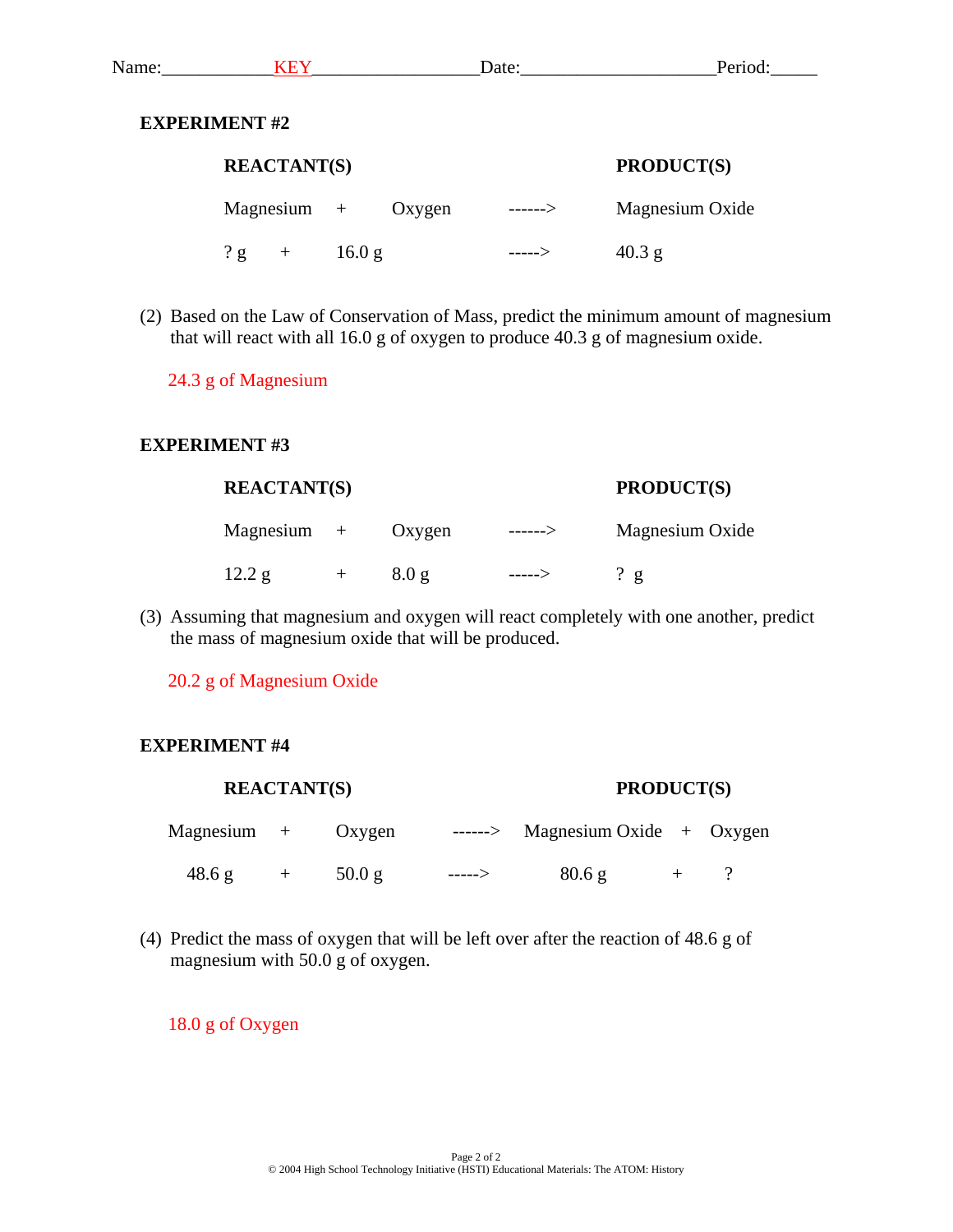Name:\_\_\_\_\_\_\_\_\_\_\_\_KEY\_\_\_\_\_\_\_\_\_\_\_\_\_\_\_\_\_\_Date:\_\_\_\_\_\_\_\_\_\_\_\_\_\_\_\_\_\_\_\_\_Period:\_\_\_\_\_

**EXPERIMENT #2**

| **REACTANT(S)** | | | | **PRODUCT(S)** |
|---|---|---|---|---|
| Magnesium | + | Oxygen | ------> | Magnesium Oxide |
| ? g | + | 16.0 g | -----> | 40.3 g |

(2) Based on the Law of Conservation of Mass, predict the minimum amount of magnesium that will react with all 16.0 g of oxygen to produce 40.3 g of magnesium oxide.

24.3 g of Magnesium

**EXPERIMENT #3**

| **REACTANT(S)** | | | | **PRODUCT(S)** |
|---|---|---|---|---|
| Magnesium | + | Oxygen | ------> | Magnesium Oxide |
| 12.2 g | + | 8.0 g | -----> | ? g |

(3) Assuming that magnesium and oxygen will react completely with one another, predict the mass of magnesium oxide that will be produced.

20.2 g of Magnesium Oxide

**EXPERIMENT #4**

| **REACTANT(S)** | | | | **PRODUCT(S)** | | |
|---|---|---|---|---|---|---|
| Magnesium | + | Oxygen | ------> | Magnesium Oxide | + | Oxygen |
| 48.6 g | + | 50.0 g | -----> | 80.6 g | + | ? |

(4) Predict the mass of oxygen that will be left over after the reaction of 48.6 g of magnesium with 50.0 g of oxygen.

18.0 g of Oxygen

© 2004 High School Technology Initiative (HSTI) Educational Materials: The ATOM: History